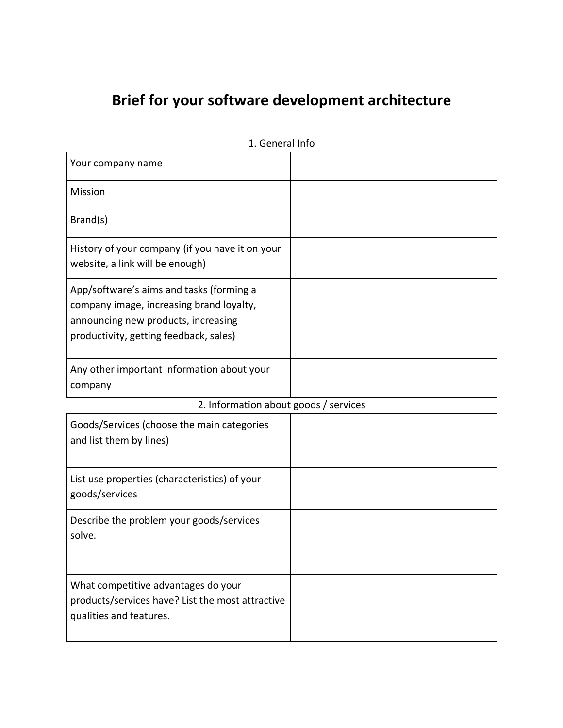# Brief for your software development architecture

1. General Info

| | |
|---|---|
| Your company name | |
| Mission | |
| Brand(s) | |
| History of your company (if you have it on your website, a link will be enough) | |
| App/software's aims and tasks (forming a company image, increasing brand loyalty, announcing new products, increasing productivity, getting feedback, sales) | |
| Any other important information about your company | |

2. Information about goods / services

| | |
|---|---|
| Goods/Services (choose the main categories and list them by lines) | |
| List use properties (characteristics) of your goods/services | |
| Describe the problem your goods/services solve. | |
| What competitive advantages do your products/services have? List the most attractive qualities and features. | |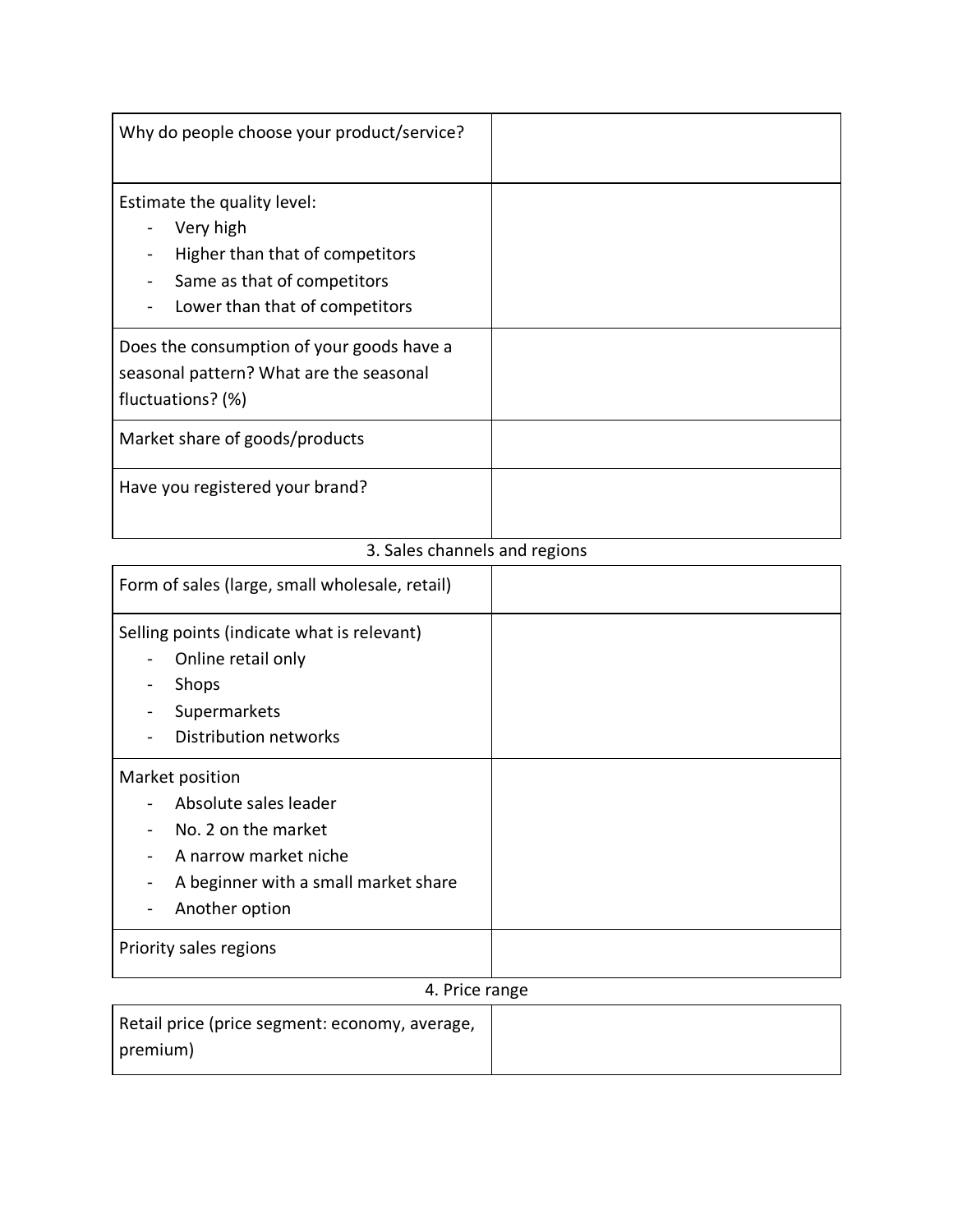| Why do people choose your product/service? | |
|---|---|
| Estimate the quality level:<br>- Very high<br>- Higher than that of competitors<br>- Same as that of competitors<br>- Lower than that of competitors | |
| Does the consumption of your goods have a seasonal pattern? What are the seasonal fluctuations? (%) | |
| Market share of goods/products | |
| Have you registered your brand? | |

## 3. Sales channels and regions

| Form of sales (large, small wholesale, retail) | |
|---|---|
| Selling points (indicate what is relevant)<br>- Online retail only<br>- Shops<br>- Supermarkets<br>- Distribution networks | |
| Market position<br>- Absolute sales leader<br>- No. 2 on the market<br>- A narrow market niche<br>- A beginner with a small market share<br>- Another option | |
| Priority sales regions | |

## 4. Price range

| Retail price (price segment: economy, average, premium) | |
|---|---|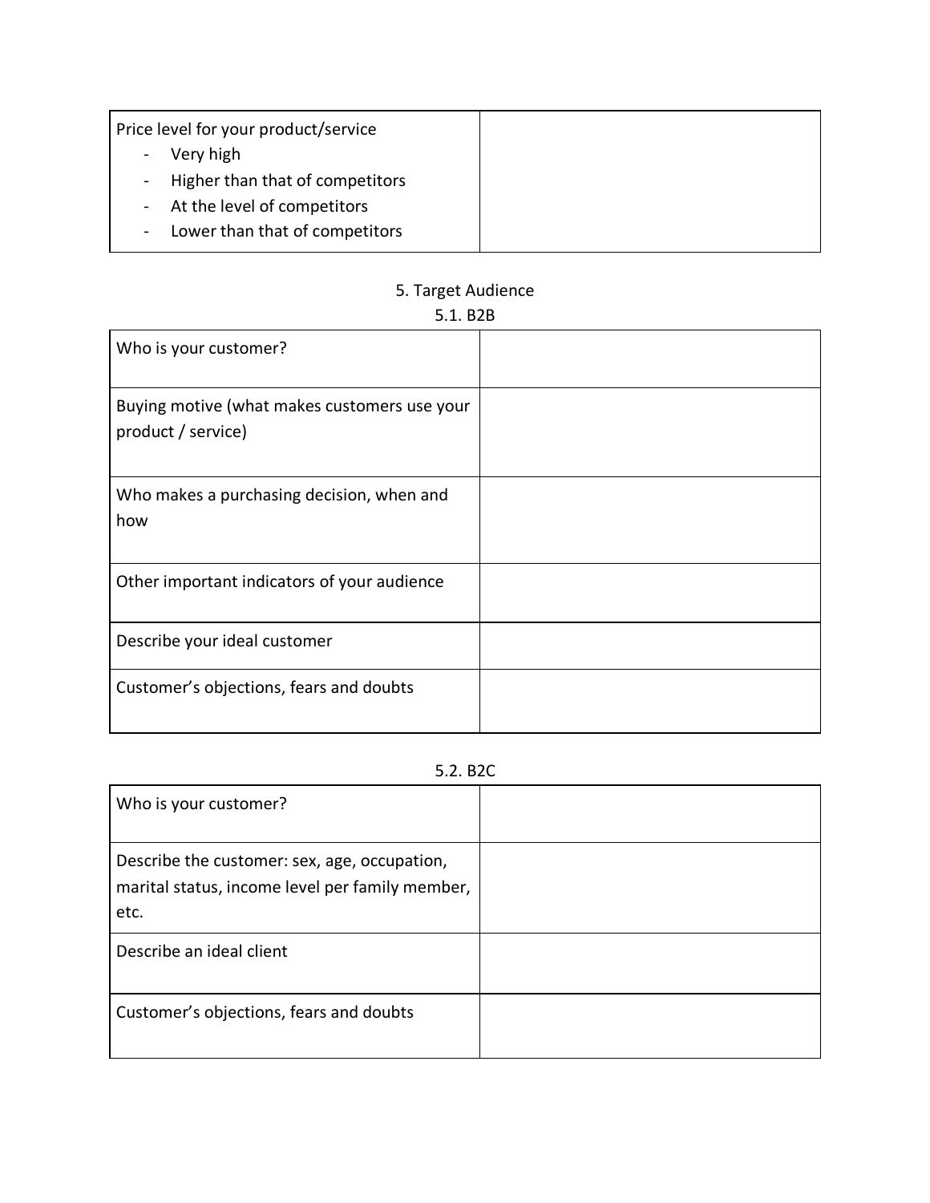| Price level for your product/service<br>- Very high<br>- Higher than that of competitors<br>- At the level of competitors<br>- Lower than that of competitors | |
|---|---|

## 5. Target Audience

### 5.1. B2B

| Who is your customer? | |
|---|---|
| Buying motive (what makes customers use your product / service) | |
| Who makes a purchasing decision, when and how | |
| Other important indicators of your audience | |
| Describe your ideal customer | |
| Customer's objections, fears and doubts | |

### 5.2. B2C

| Who is your customer? | |
|---|---|
| Describe the customer: sex, age, occupation, marital status, income level per family member, etc. | |
| Describe an ideal client | |
| Customer's objections, fears and doubts | |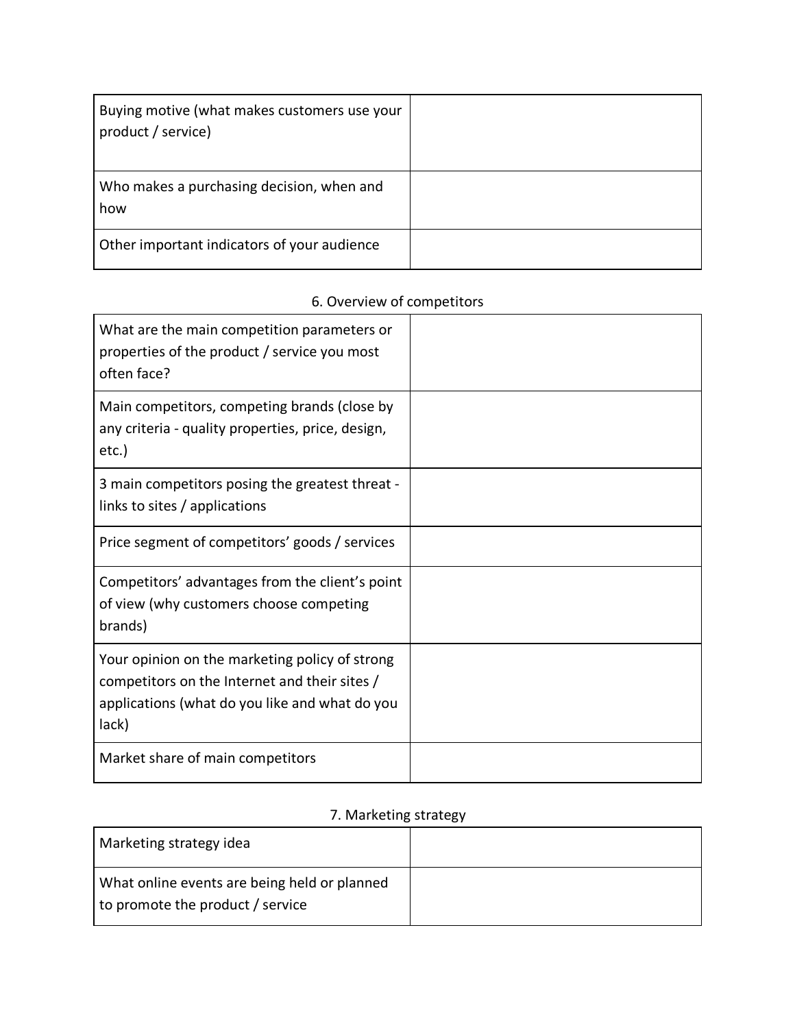| | |
|---|---|
| Buying motive (what makes customers use your product / service) | |
| Who makes a purchasing decision, when and how | |
| Other important indicators of your audience | |

6. Overview of competitors

| | |
|---|---|
| What are the main competition parameters or properties of the product / service you most often face? | |
| Main competitors, competing brands (close by any criteria - quality properties, price, design, etc.) | |
| 3 main competitors posing the greatest threat - links to sites / applications | |
| Price segment of competitors' goods / services | |
| Competitors' advantages from the client's point of view (why customers choose competing brands) | |
| Your opinion on the marketing policy of strong competitors on the Internet and their sites / applications (what do you like and what do you lack) | |
| Market share of main competitors | |

7. Marketing strategy

| | |
|---|---|
| Marketing strategy idea | |
| What online events are being held or planned to promote the product / service | |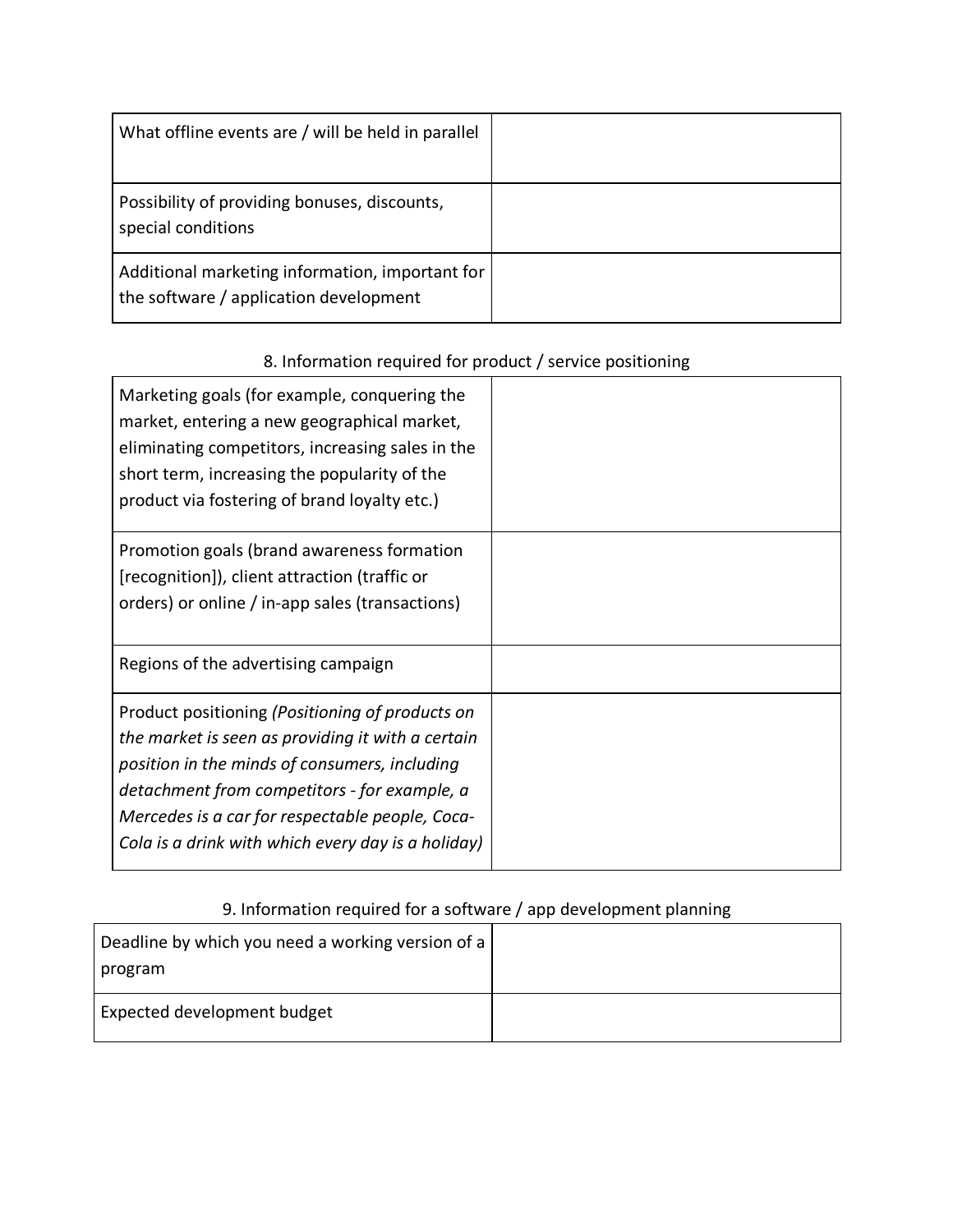| | |
|---|---|
| What offline events are / will be held in parallel | |
| Possibility of providing bonuses, discounts, special conditions | |
| Additional marketing information, important for the software / application development | |

8. Information required for product / service positioning

| | |
|---|---|
| Marketing goals (for example, conquering the market, entering a new geographical market, eliminating competitors, increasing sales in the short term, increasing the popularity of the product via fostering of brand loyalty etc.) | |
| Promotion goals (brand awareness formation [recognition]), client attraction (traffic or orders) or online / in-app sales (transactions) | |
| Regions of the advertising campaign | |
| Product positioning *(Positioning of products on the market is seen as providing it with a certain position in the minds of consumers, including detachment from competitors - for example, a Mercedes is a car for respectable people, Coca-Cola is a drink with which every day is a holiday)* | |

9. Information required for a software / app development planning

| | |
|---|---|
| Deadline by which you need a working version of a program | |
| Expected development budget | |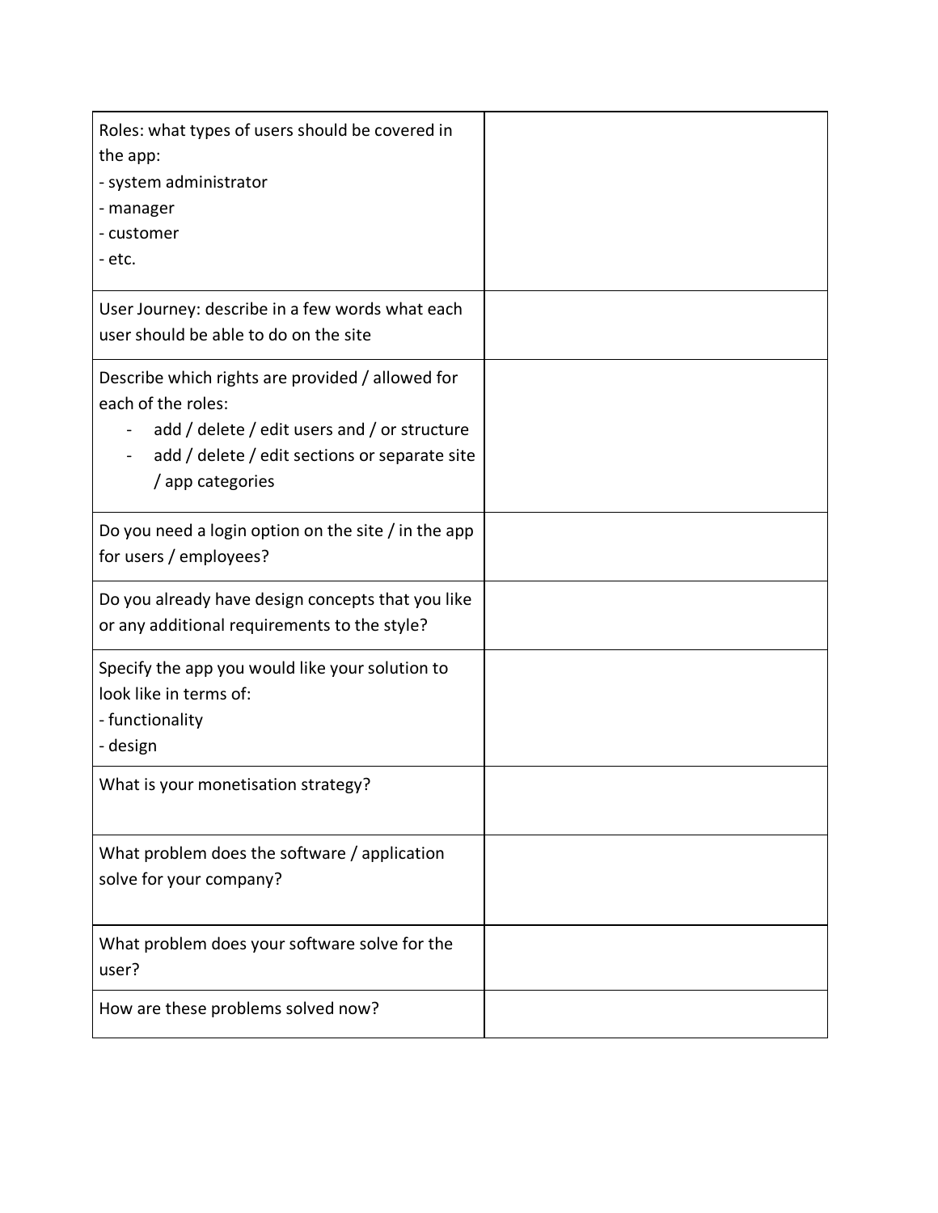| | |
|---|---|
| Roles: what types of users should be covered in the app:<br>- system administrator<br>- manager<br>- customer<br>- etc. | |
| User Journey: describe in a few words what each user should be able to do on the site | |
| Describe which rights are provided / allowed for each of the roles:<br>- add / delete / edit users and / or structure<br>- add / delete / edit sections or separate site / app categories | |
| Do you need a login option on the site / in the app for users / employees? | |
| Do you already have design concepts that you like or any additional requirements to the style? | |
| Specify the app you would like your solution to look like in terms of:<br>- functionality<br>- design | |
| What is your monetisation strategy? | |
| What problem does the software / application solve for your company? | |
| What problem does your software solve for the user? | |
| How are these problems solved now? | |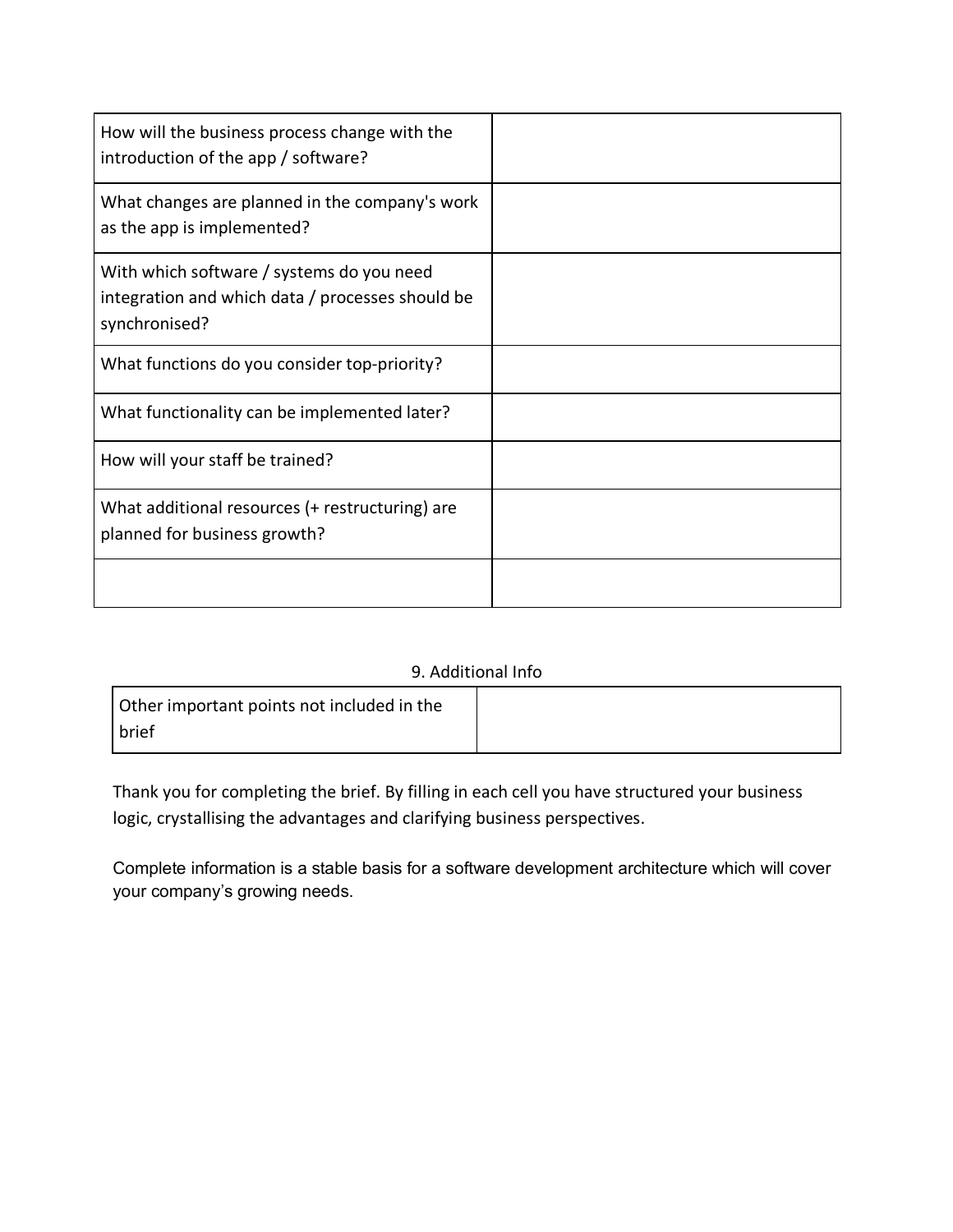| | |
|---|---|
| How will the business process change with the introduction of the app / software? | |
| What changes are planned in the company's work as the app is implemented? | |
| With which software / systems do you need integration and which data / processes should be synchronised? | |
| What functions do you consider top-priority? | |
| What functionality can be implemented later? | |
| How will your staff be trained? | |
| What additional resources (+ restructuring) are planned for business growth? | |
| | |

## 9. Additional Info

| | |
|---|---|
| Other important points not included in the brief | |

Thank you for completing the brief. By filling in each cell you have structured your business logic, crystallising the advantages and clarifying business perspectives.

Complete information is a stable basis for a software development architecture which will cover your company's growing needs.